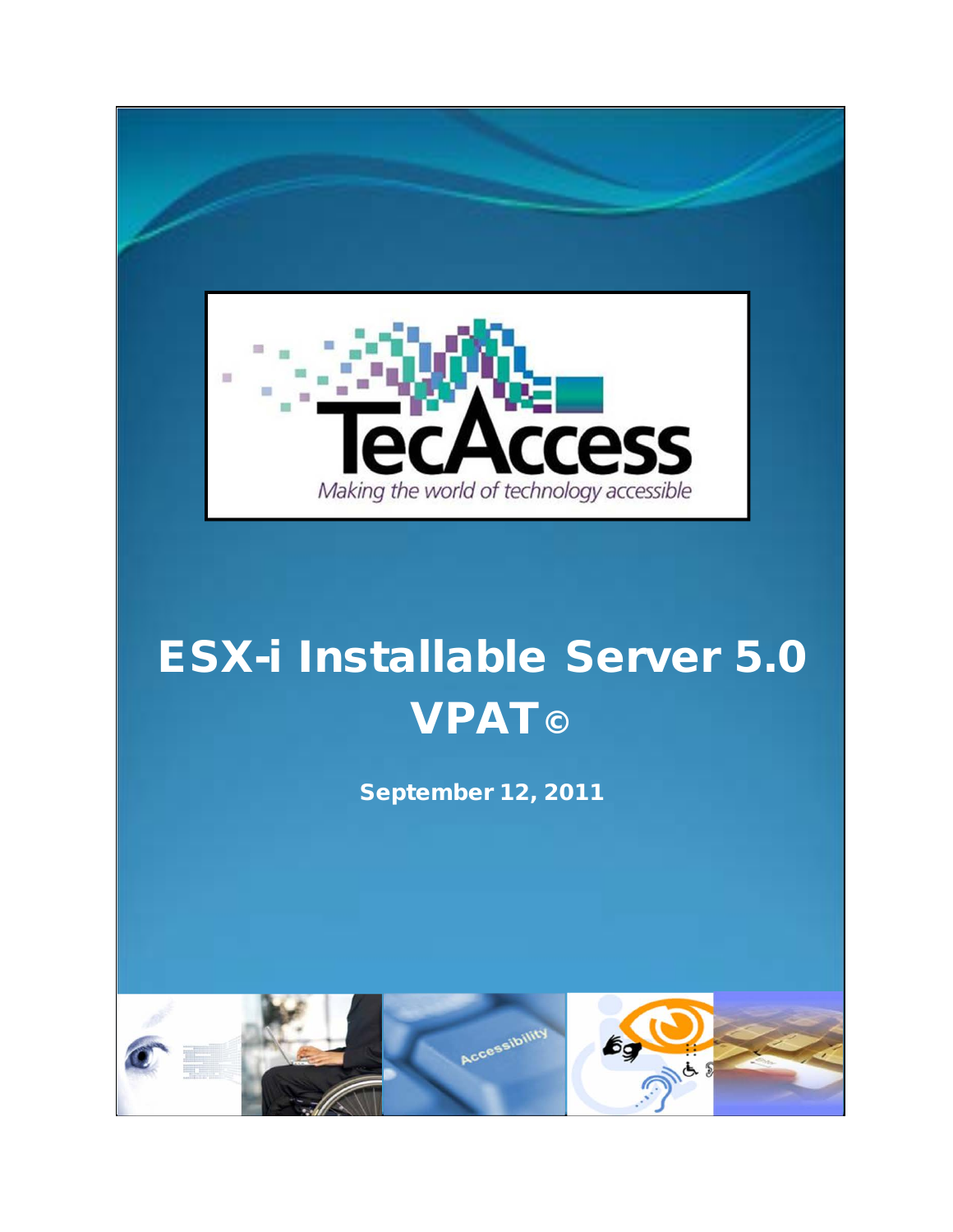TecAccess

*Making the world of technology accessible*

# ESX-i Installable Server 5.0 VPAT©

**September 12, 2011**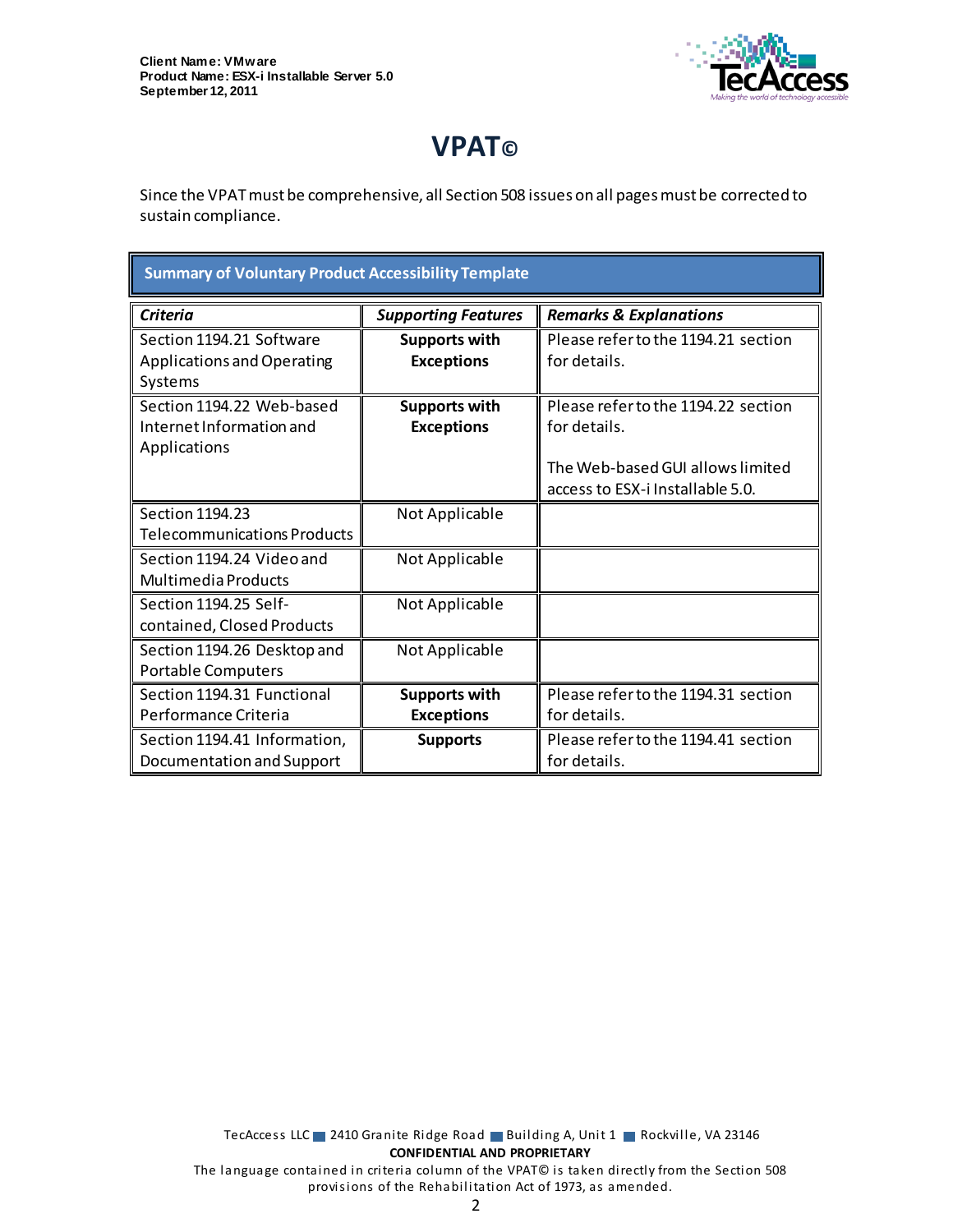# VPAT©

Since the VPAT must be comprehensive, all Section 508 issues on all pages must be corrected to sustain compliance.

| Summary of Voluntary Product Accessibility Template | | |
|---|---|---|
| ***Criteria*** | ***Supporting Features*** | ***Remarks & Explanations*** |
| Section 1194.21 Software Applications and Operating Systems | **Supports with Exceptions** | Please refer to the 1194.21 section for details. |
| Section 1194.22 Web-based Internet Information and Applications | **Supports with Exceptions** | Please refer to the 1194.22 section for details.<br><br>The Web-based GUI allows limited access to ESX-i Installable 5.0. |
| Section 1194.23 Telecommunications Products | Not Applicable | |
| Section 1194.24 Video and Multimedia Products | Not Applicable | |
| Section 1194.25 Self-contained, Closed Products | Not Applicable | |
| Section 1194.26 Desktop and Portable Computers | Not Applicable | |
| Section 1194.31 Functional Performance Criteria | **Supports with Exceptions** | Please refer to the 1194.31 section for details. |
| Section 1194.41 Information, Documentation and Support | **Supports** | Please refer to the 1194.41 section for details. |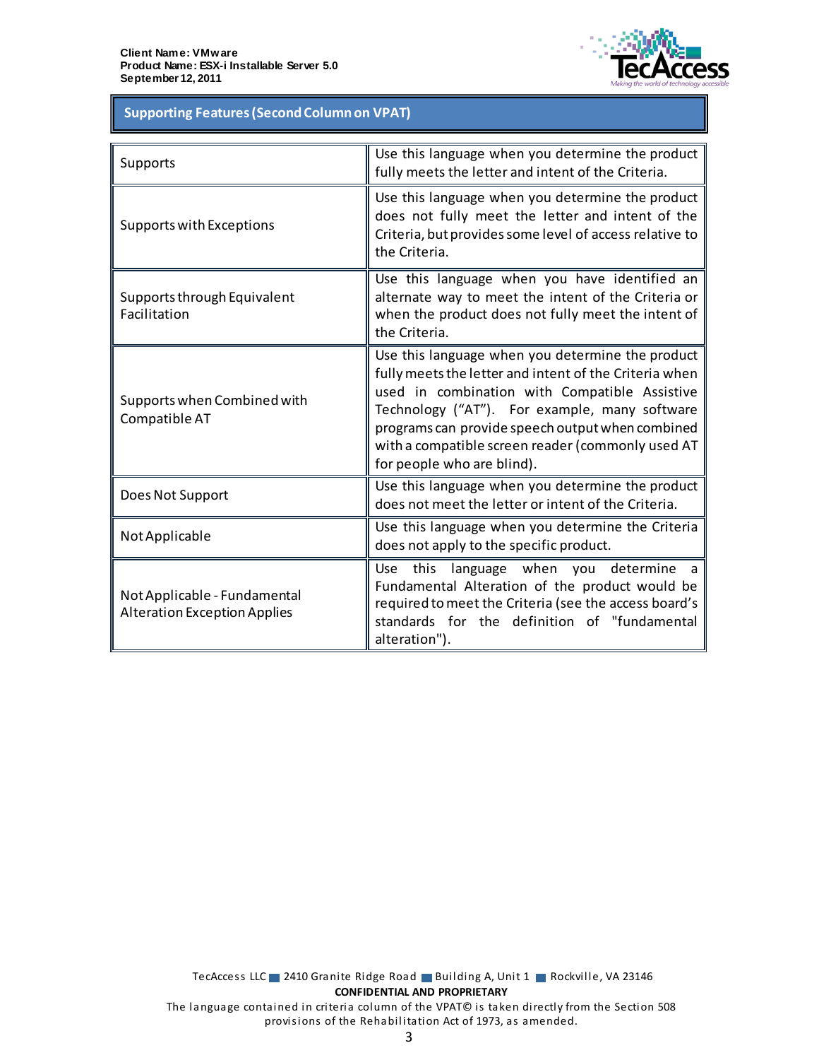## Supporting Features (Second Column on VPAT)

| | |
|---|---|
| Supports | Use this language when you determine the product fully meets the letter and intent of the Criteria. |
| Supports with Exceptions | Use this language when you determine the product does not fully meet the letter and intent of the Criteria, but provides some level of access relative to the Criteria. |
| Supports through Equivalent Facilitation | Use this language when you have identified an alternate way to meet the intent of the Criteria or when the product does not fully meet the intent of the Criteria. |
| Supports when Combined with Compatible AT | Use this language when you determine the product fully meets the letter and intent of the Criteria when used in combination with Compatible Assistive Technology ("AT"). For example, many software programs can provide speech output when combined with a compatible screen reader (commonly used AT for people who are blind). |
| Does Not Support | Use this language when you determine the product does not meet the letter or intent of the Criteria. |
| Not Applicable | Use this language when you determine the Criteria does not apply to the specific product. |
| Not Applicable - Fundamental Alteration Exception Applies | Use this language when you determine a Fundamental Alteration of the product would be required to meet the Criteria (see the access board's standards for the definition of "fundamental alteration"). |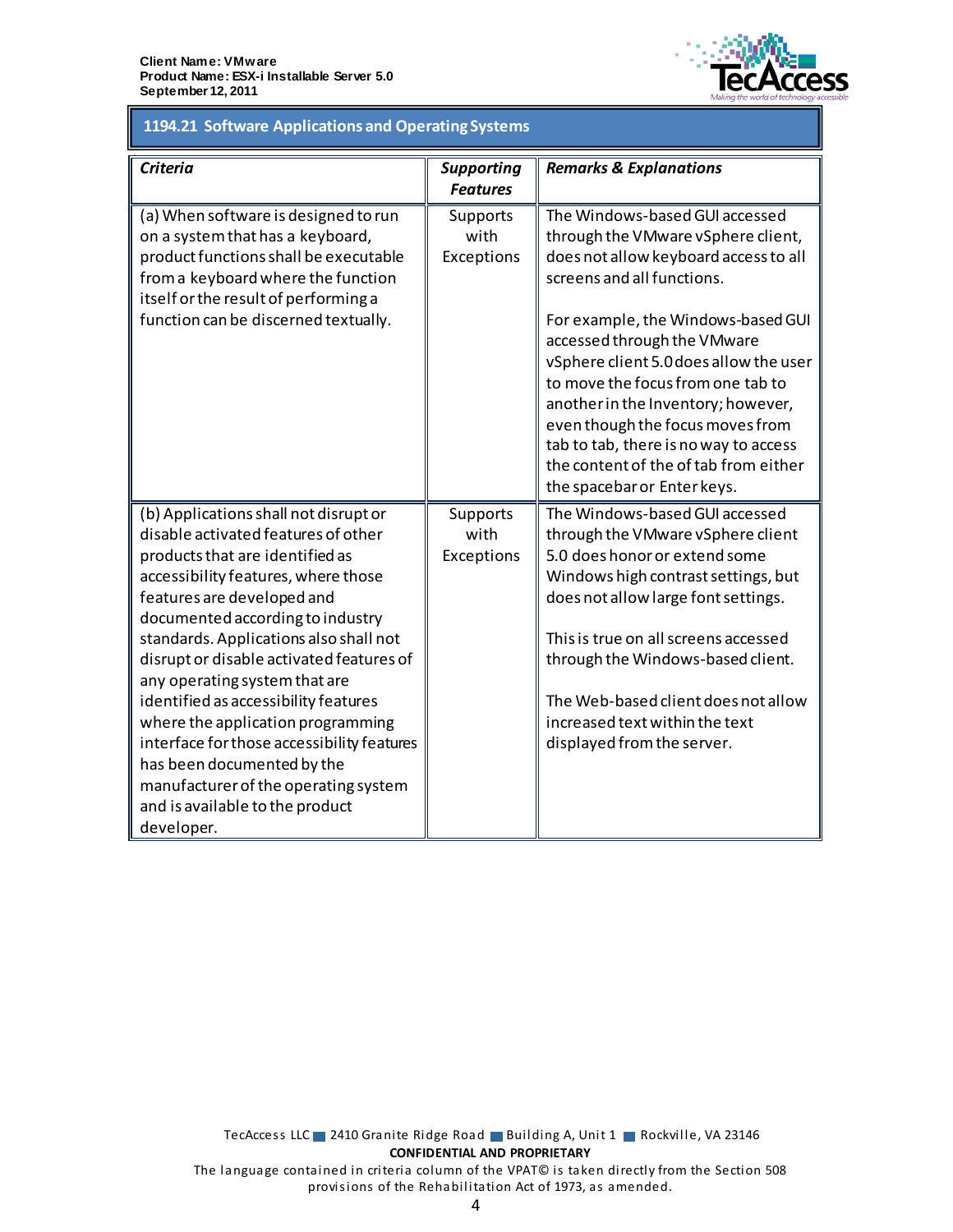## 1194.21 Software Applications and Operating Systems

| *Criteria* | *Supporting Features* | *Remarks & Explanations* |
|---|---|---|
| (a) When software is designed to run on a system that has a keyboard, product functions shall be executable from a keyboard where the function itself or the result of performing a function can be discerned textually. | Supports with Exceptions | The Windows-based GUI accessed through the VMware vSphere client, does not allow keyboard access to all screens and all functions.<br><br>For example, the Windows-based GUI accessed through the VMware vSphere client 5.0 does allow the user to move the focus from one tab to another in the Inventory; however, even though the focus moves from tab to tab, there is no way to access the content of the of tab from either the spacebar or Enter keys. |
| (b) Applications shall not disrupt or disable activated features of other products that are identified as accessibility features, where those features are developed and documented according to industry standards. Applications also shall not disrupt or disable activated features of any operating system that are identified as accessibility features where the application programming interface for those accessibility features has been documented by the manufacturer of the operating system and is available to the product developer. | Supports with Exceptions | The Windows-based GUI accessed through the VMware vSphere client 5.0 does honor or extend some Windows high contrast settings, but does not allow large font settings.<br><br>This is true on all screens accessed through the Windows-based client.<br><br>The Web-based client does not allow increased text within the text displayed from the server. |

TecAccess LLC ■ 2410 Granite Ridge Road ■ Building A, Unit 1 ■ Rockville, VA 23146

**CONFIDENTIAL AND PROPRIETARY**

The language contained in criteria column of the VPAT© is taken directly from the Section 508 provisions of the Rehabilitation Act of 1973, as amended.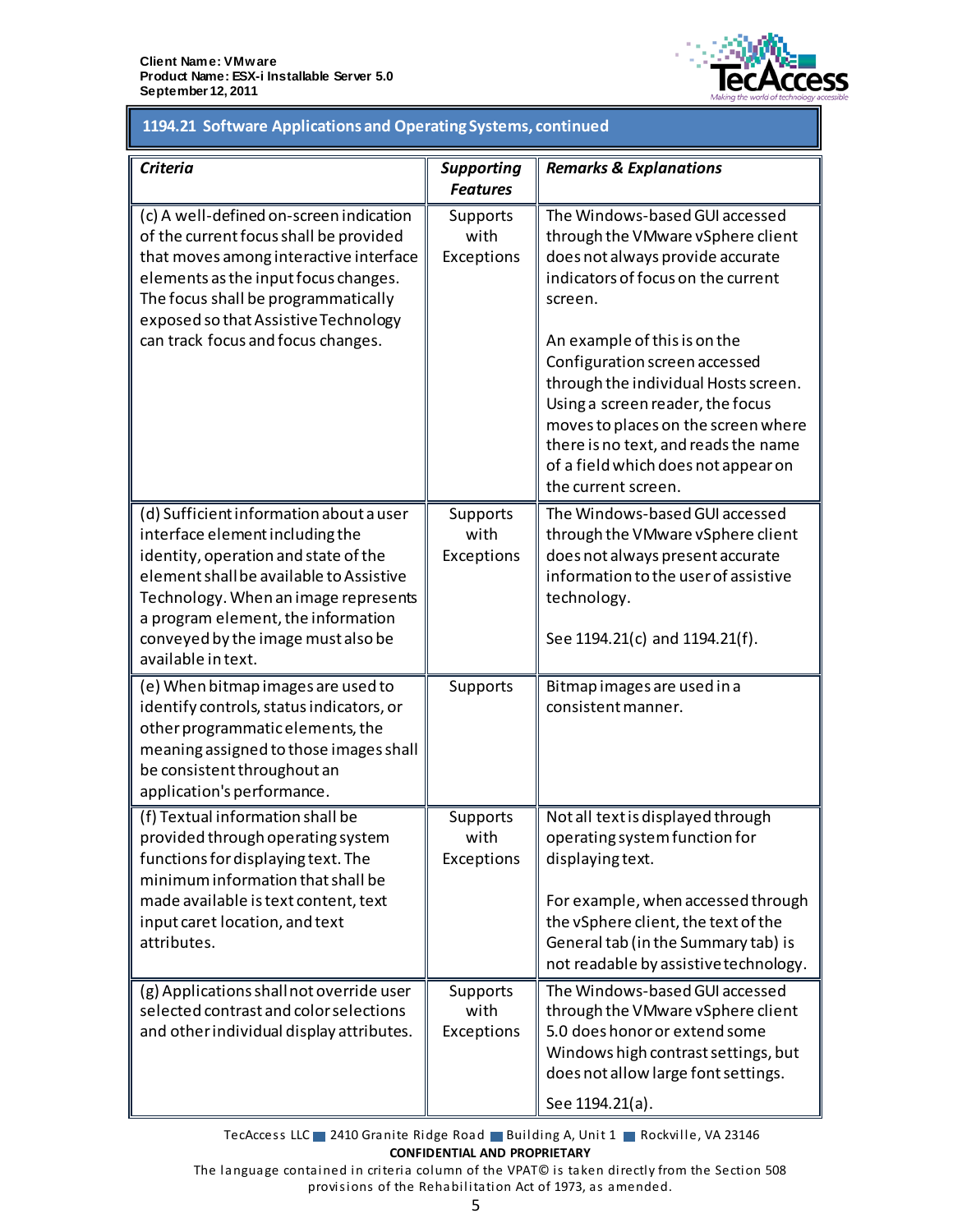## 1194.21 Software Applications and Operating Systems, continued

| *Criteria* | *Supporting Features* | *Remarks & Explanations* |
|---|---|---|
| (c) A well-defined on-screen indication of the current focus shall be provided that moves among interactive interface elements as the input focus changes. The focus shall be programmatically exposed so that Assistive Technology can track focus and focus changes. | Supports with Exceptions | The Windows-based GUI accessed through the VMware vSphere client does not always provide accurate indicators of focus on the current screen.<br><br>An example of this is on the Configuration screen accessed through the individual Hosts screen. Using a screen reader, the focus moves to places on the screen where there is no text, and reads the name of a field which does not appear on the current screen. |
| (d) Sufficient information about a user interface element including the identity, operation and state of the element shall be available to Assistive Technology. When an image represents a program element, the information conveyed by the image must also be available in text. | Supports with Exceptions | The Windows-based GUI accessed through the VMware vSphere client does not always present accurate information to the user of assistive technology.<br><br>See 1194.21(c) and 1194.21(f). |
| (e) When bitmap images are used to identify controls, status indicators, or other programmatic elements, the meaning assigned to those images shall be consistent throughout an application's performance. | Supports | Bitmap images are used in a consistent manner. |
| (f) Textual information shall be provided through operating system functions for displaying text. The minimum information that shall be made available is text content, text input caret location, and text attributes. | Supports with Exceptions | Not all text is displayed through operating system function for displaying text.<br><br>For example, when accessed through the vSphere client, the text of the General tab (in the Summary tab) is not readable by assistive technology. |
| (g) Applications shall not override user selected contrast and color selections and other individual display attributes. | Supports with Exceptions | The Windows-based GUI accessed through the VMware vSphere client 5.0 does honor or extend some Windows high contrast settings, but does not allow large font settings.<br><br>See 1194.21(a). |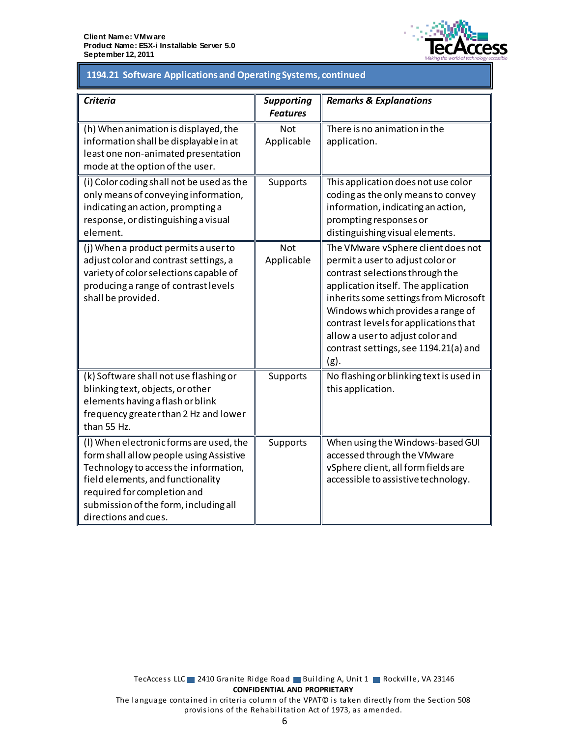## 1194.21 Software Applications and Operating Systems, continued

| *Criteria* | *Supporting Features* | *Remarks & Explanations* |
|---|---|---|
| (h) When animation is displayed, the information shall be displayable in at least one non-animated presentation mode at the option of the user. | Not Applicable | There is no animation in the application. |
| (i) Color coding shall not be used as the only means of conveying information, indicating an action, prompting a response, or distinguishing a visual element. | Supports | This application does not use color coding as the only means to convey information, indicating an action, prompting responses or distinguishing visual elements. |
| (j) When a product permits a user to adjust color and contrast settings, a variety of color selections capable of producing a range of contrast levels shall be provided. | Not Applicable | The VMware vSphere client does not permit a user to adjust color or contrast selections through the application itself. The application inherits some settings from Microsoft Windows which provides a range of contrast levels for applications that allow a user to adjust color and contrast settings, see 1194.21(a) and (g). |
| (k) Software shall not use flashing or blinking text, objects, or other elements having a flash or blink frequency greater than 2 Hz and lower than 55 Hz. | Supports | No flashing or blinking text is used in this application. |
| (l) When electronic forms are used, the form shall allow people using Assistive Technology to access the information, field elements, and functionality required for completion and submission of the form, including all directions and cues. | Supports | When using the Windows-based GUI accessed through the VMware vSphere client, all form fields are accessible to assistive technology. |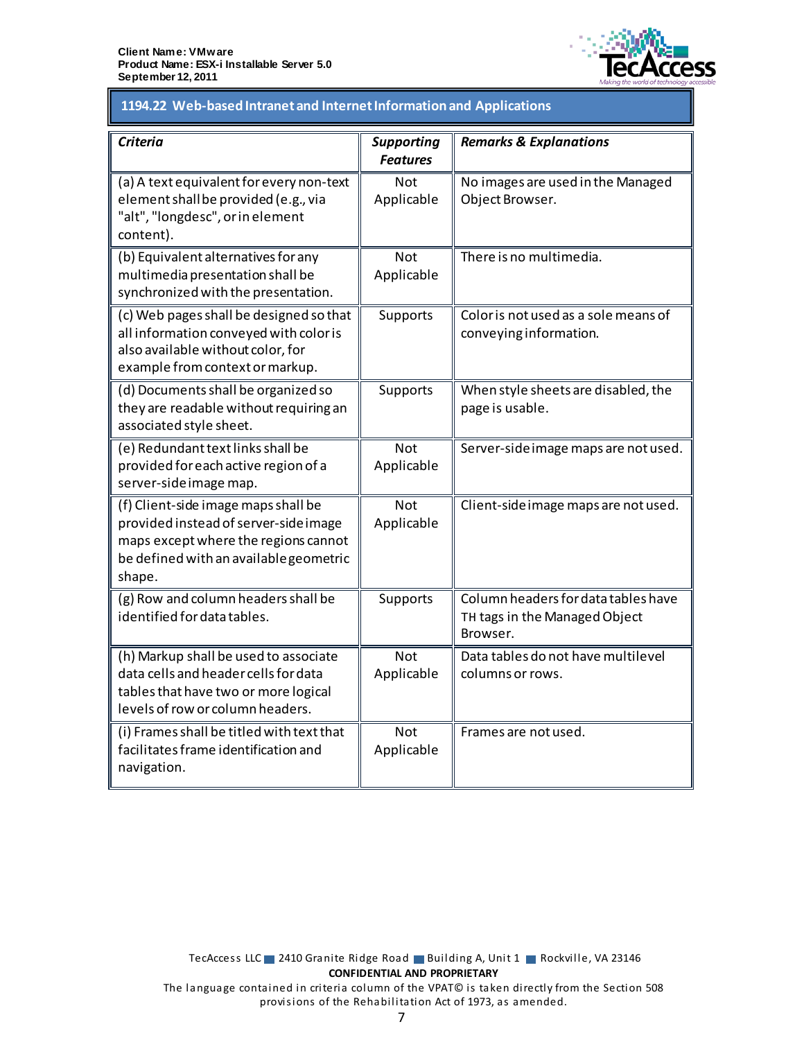## 1194.22 Web-based Intranet and Internet Information and Applications

| *Criteria* | *Supporting Features* | *Remarks & Explanations* |
|---|---|---|
| (a) A text equivalent for every non-text element shall be provided (e.g., via "alt", "longdesc", or in element content). | Not Applicable | No images are used in the Managed Object Browser. |
| (b) Equivalent alternatives for any multimedia presentation shall be synchronized with the presentation. | Not Applicable | There is no multimedia. |
| (c) Web pages shall be designed so that all information conveyed with color is also available without color, for example from context or markup. | Supports | Color is not used as a sole means of conveying information. |
| (d) Documents shall be organized so they are readable without requiring an associated style sheet. | Supports | When style sheets are disabled, the page is usable. |
| (e) Redundant text links shall be provided for each active region of a server-side image map. | Not Applicable | Server-side image maps are not used. |
| (f) Client-side image maps shall be provided instead of server-side image maps except where the regions cannot be defined with an available geometric shape. | Not Applicable | Client-side image maps are not used. |
| (g) Row and column headers shall be identified for data tables. | Supports | Column headers for data tables have TH tags in the Managed Object Browser. |
| (h) Markup shall be used to associate data cells and header cells for data tables that have two or more logical levels of row or column headers. | Not Applicable | Data tables do not have multilevel columns or rows. |
| (i) Frames shall be titled with text that facilitates frame identification and navigation. | Not Applicable | Frames are not used. |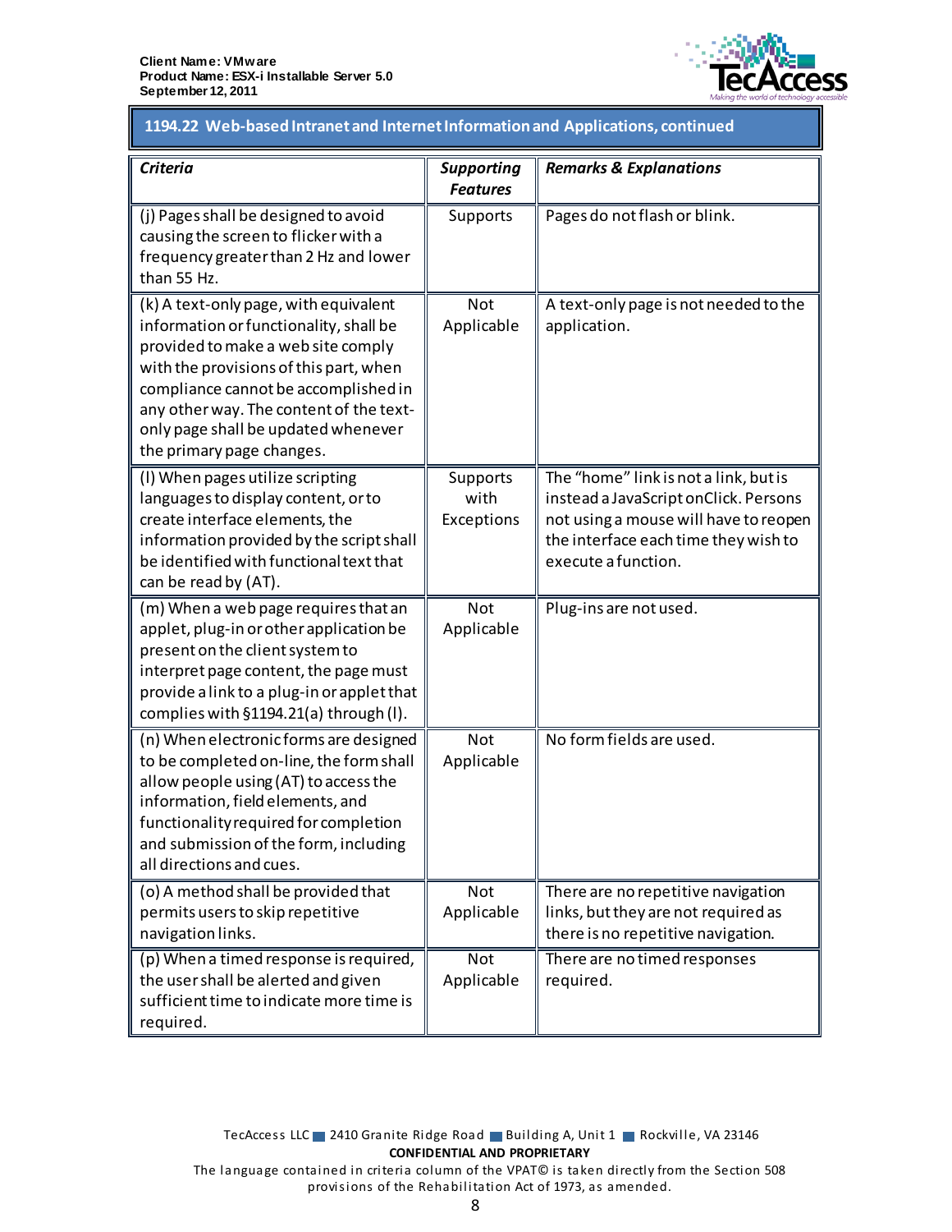## 1194.22 Web-based Intranet and Internet Information and Applications, continued

| *Criteria* | *Supporting Features* | *Remarks & Explanations* |
|---|---|---|
| (j) Pages shall be designed to avoid causing the screen to flicker with a frequency greater than 2 Hz and lower than 55 Hz. | Supports | Pages do not flash or blink. |
| (k) A text-only page, with equivalent information or functionality, shall be provided to make a web site comply with the provisions of this part, when compliance cannot be accomplished in any other way. The content of the text-only page shall be updated whenever the primary page changes. | Not Applicable | A text-only page is not needed to the application. |
| (l) When pages utilize scripting languages to display content, or to create interface elements, the information provided by the script shall be identified with functional text that can be read by (AT). | Supports with Exceptions | The "home" link is not a link, but is instead a JavaScript onClick. Persons not using a mouse will have to reopen the interface each time they wish to execute a function. |
| (m) When a web page requires that an applet, plug-in or other application be present on the client system to interpret page content, the page must provide a link to a plug-in or applet that complies with §1194.21(a) through (l). | Not Applicable | Plug-ins are not used. |
| (n) When electronic forms are designed to be completed on-line, the form shall allow people using (AT) to access the information, field elements, and functionality required for completion and submission of the form, including all directions and cues. | Not Applicable | No form fields are used. |
| (o) A method shall be provided that permits users to skip repetitive navigation links. | Not Applicable | There are no repetitive navigation links, but they are not required as there is no repetitive navigation. |
| (p) When a timed response is required, the user shall be alerted and given sufficient time to indicate more time is required. | Not Applicable | There are no timed responses required. |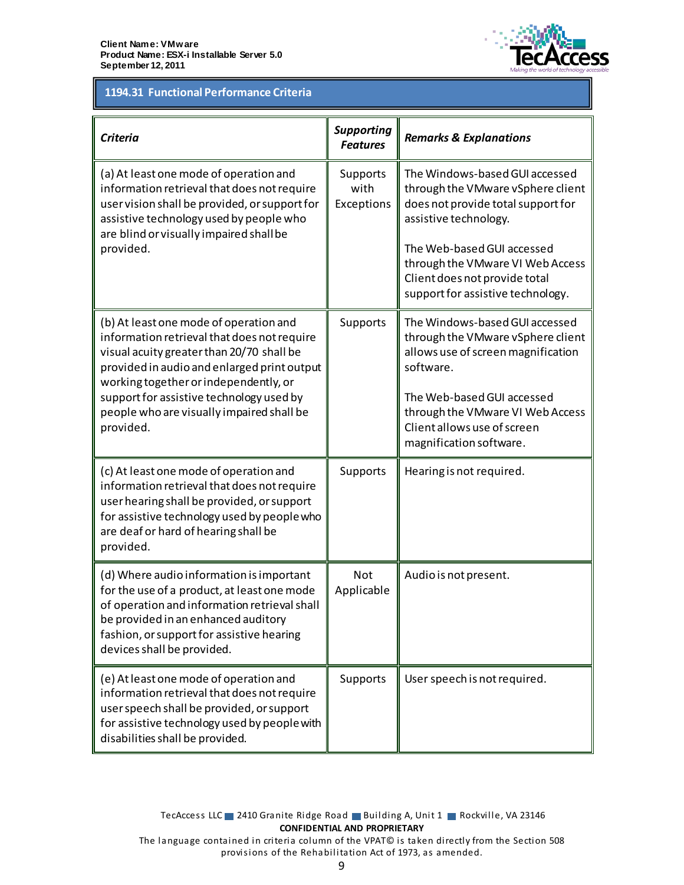## 1194.31 Functional Performance Criteria

| *Criteria* | *Supporting Features* | *Remarks & Explanations* |
|---|---|---|
| (a) At least one mode of operation and information retrieval that does not require user vision shall be provided, or support for assistive technology used by people who are blind or visually impaired shall be provided. | Supports with Exceptions | The Windows-based GUI accessed through the VMware vSphere client does not provide total support for assistive technology.<br><br>The Web-based GUI accessed through the VMware VI Web Access Client does not provide total support for assistive technology. |
| (b) At least one mode of operation and information retrieval that does not require visual acuity greater than 20/70 shall be provided in audio and enlarged print output working together or independently, or support for assistive technology used by people who are visually impaired shall be provided. | Supports | The Windows-based GUI accessed through the VMware vSphere client allows use of screen magnification software.<br><br>The Web-based GUI accessed through the VMware VI Web Access Client allows use of screen magnification software. |
| (c) At least one mode of operation and information retrieval that does not require user hearing shall be provided, or support for assistive technology used by people who are deaf or hard of hearing shall be provided. | Supports | Hearing is not required. |
| (d) Where audio information is important for the use of a product, at least one mode of operation and information retrieval shall be provided in an enhanced auditory fashion, or support for assistive hearing devices shall be provided. | Not Applicable | Audio is not present. |
| (e) At least one mode of operation and information retrieval that does not require user speech shall be provided, or support for assistive technology used by people with disabilities shall be provided. | Supports | User speech is not required. |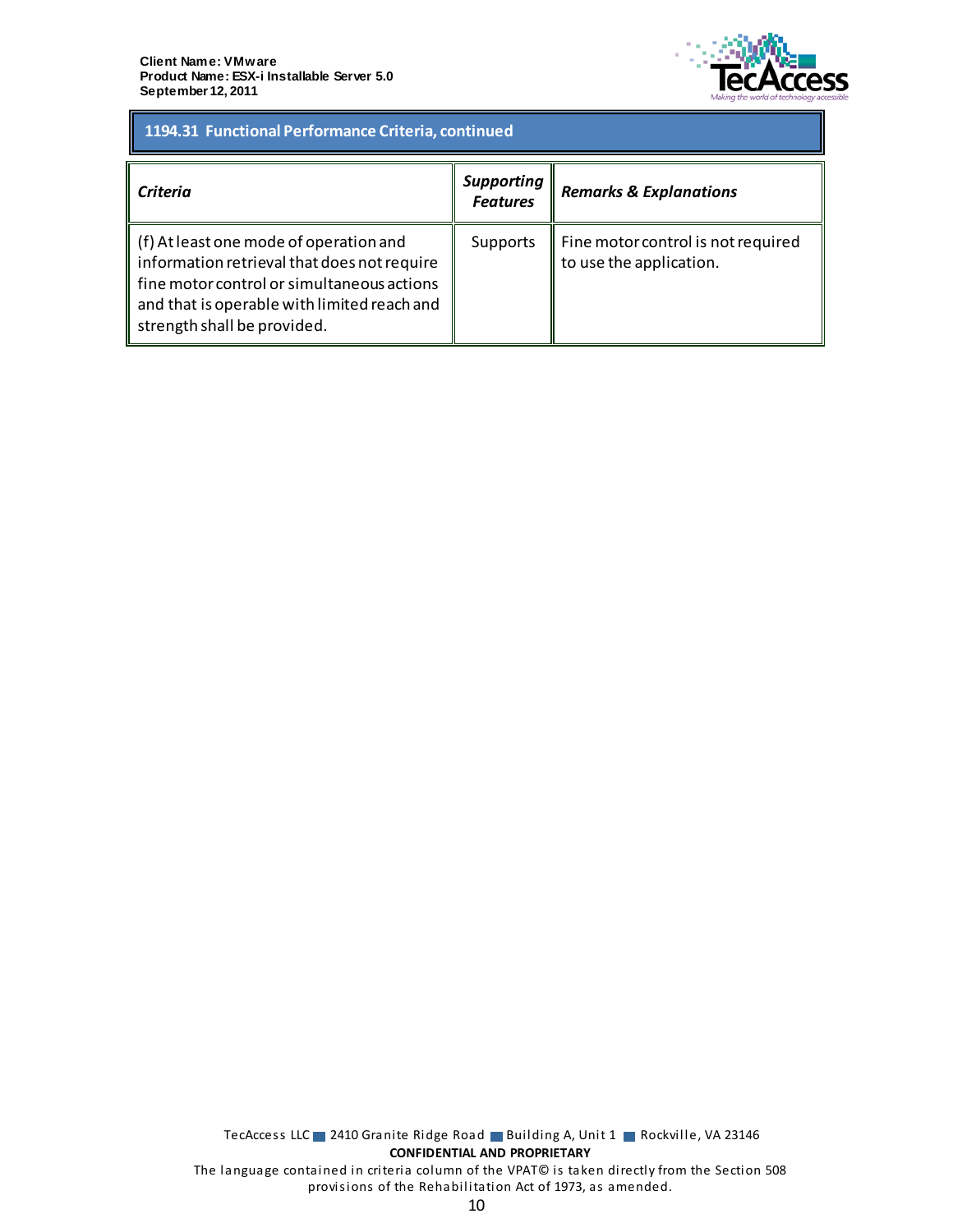## 1194.31 Functional Performance Criteria, continued

| *Criteria* | *Supporting Features* | *Remarks & Explanations* |
|---|---|---|
| (f) At least one mode of operation and information retrieval that does not require fine motor control or simultaneous actions and that is operable with limited reach and strength shall be provided. | Supports | Fine motor control is not required to use the application. |

TecAccess LLC ■ 2410 Granite Ridge Road ■ Building A, Unit 1 ■ Rockville, VA 23146

**CONFIDENTIAL AND PROPRIETARY**

The language contained in criteria column of the VPAT© is taken directly from the Section 508 provisions of the Rehabilitation Act of 1973, as amended.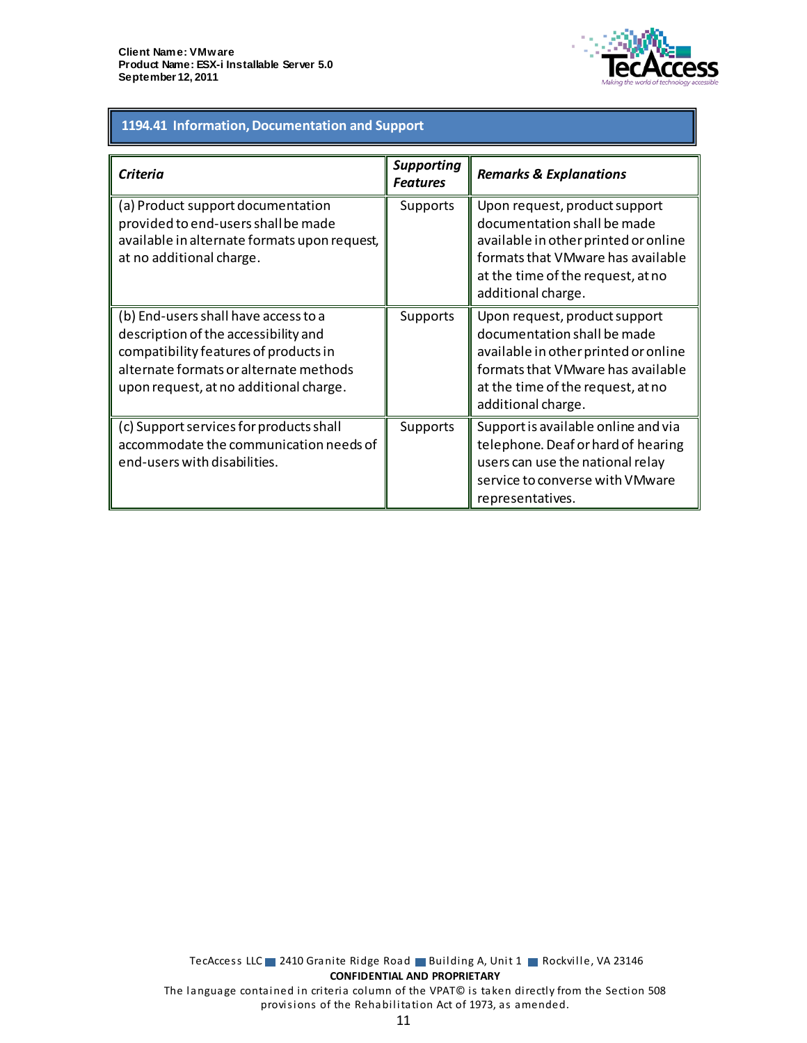## 1194.41 Information, Documentation and Support

| *Criteria* | *Supporting Features* | *Remarks & Explanations* |
|---|---|---|
| (a) Product support documentation provided to end-users shall be made available in alternate formats upon request, at no additional charge. | Supports | Upon request, product support documentation shall be made available in other printed or online formats that VMware has available at the time of the request, at no additional charge. |
| (b) End-users shall have access to a description of the accessibility and compatibility features of products in alternate formats or alternate methods upon request, at no additional charge. | Supports | Upon request, product support documentation shall be made available in other printed or online formats that VMware has available at the time of the request, at no additional charge. |
| (c) Support services for products shall accommodate the communication needs of end-users with disabilities. | Supports | Support is available online and via telephone. Deaf or hard of hearing users can use the national relay service to converse with VMware representatives. |